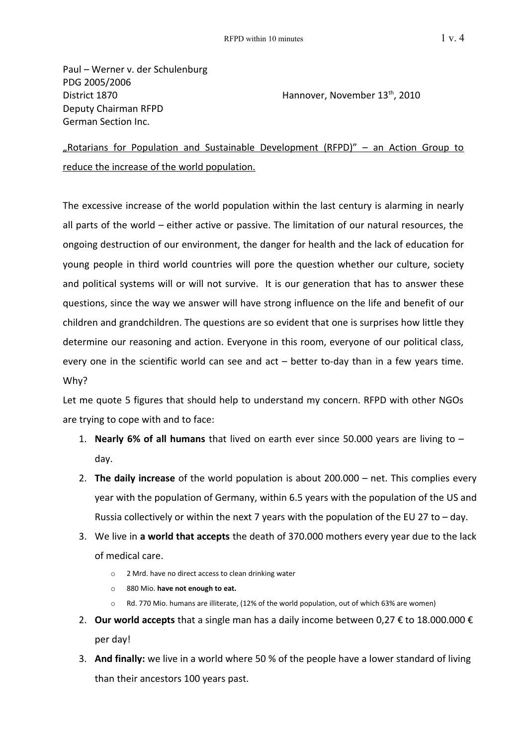Paul – Werner v. der Schulenburg
PDG 2005/2006
District 1870 Hannover, November 13th, 2010
Deputy Chairman RFPD
German Section Inc.

„Rotarians for Population and Sustainable Development (RFPD)" – an Action Group to reduce the increase of the world population.

The excessive increase of the world population within the last century is alarming in nearly all parts of the world – either active or passive. The limitation of our natural resources, the ongoing destruction of our environment, the danger for health and the lack of education for young people in third world countries will pore the question whether our culture, society and political systems will or will not survive. It is our generation that has to answer these questions, since the way we answer will have strong influence on the life and benefit of our children and grandchildren. The questions are so evident that one is surprises how little they determine our reasoning and action. Everyone in this room, everyone of our political class, every one in the scientific world can see and act – better to-day than in a few years time. Why?

Let me quote 5 figures that should help to understand my concern. RFPD with other NGOs are trying to cope with and to face:

1. **Nearly 6% of all humans** that lived on earth ever since 50.000 years are living to – day.
2. **The daily increase** of the world population is about 200.000 – net. This complies every year with the population of Germany, within 6.5 years with the population of the US and Russia collectively or within the next 7 years with the population of the EU 27 to – day.
3. We live in **a world that accepts** the death of 370.000 mothers every year due to the lack of medical care.
   - 2 Mrd. have no direct access to clean drinking water
   - 880 Mio. **have not enough to eat.**
   - Rd. 770 Mio. humans are illiterate, (12% of the world population, out of which 63% are women)
2. **Our world accepts** that a single man has a daily income between 0,27 € to 18.000.000 € per day!
3. **And finally:** we live in a world where 50 % of the people have a lower standard of living than their ancestors 100 years past.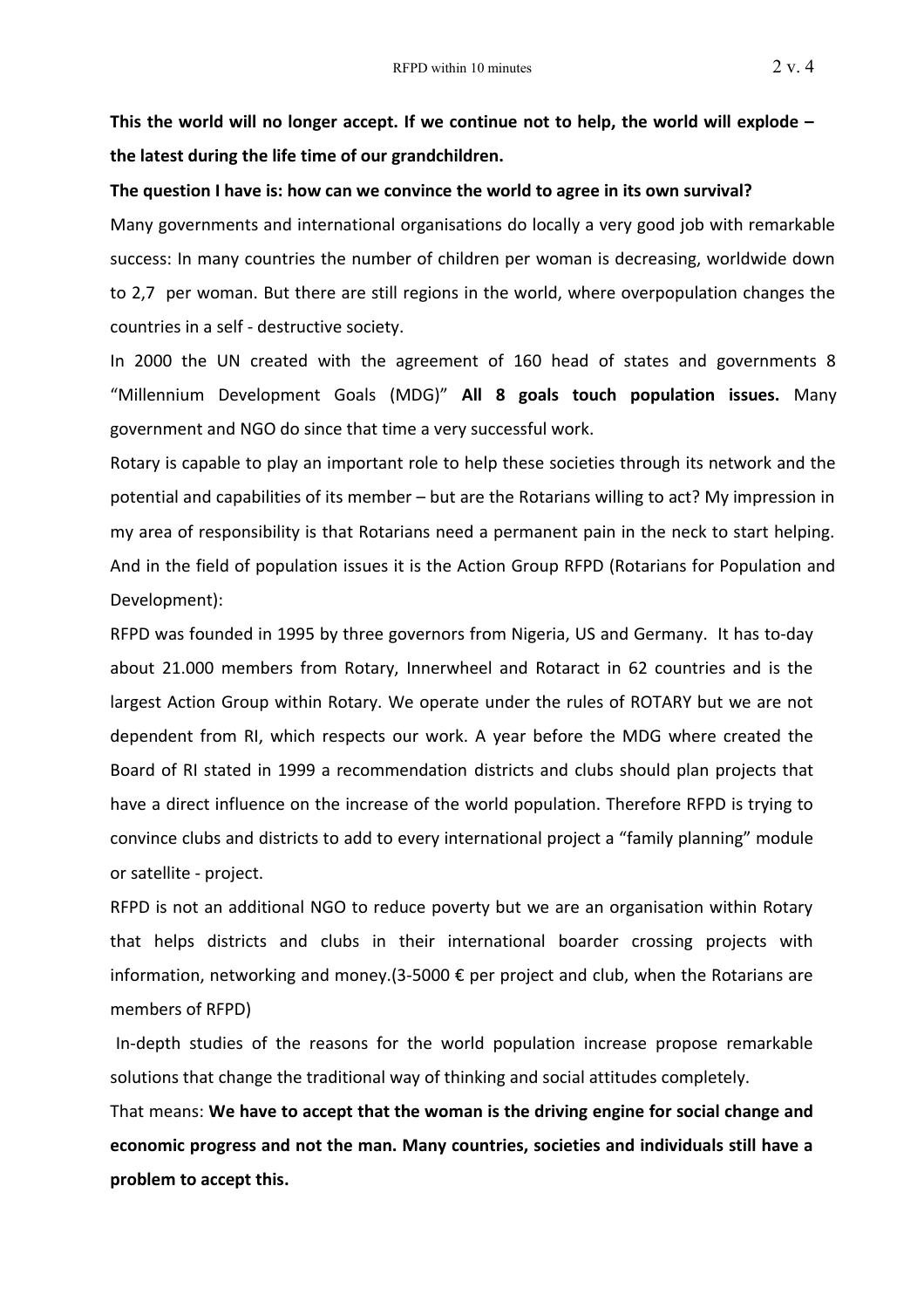**This the world will no longer accept. If we continue not to help, the world will explode – the latest during the life time of our grandchildren.**

**The question I have is: how can we convince the world to agree in its own survival?**

Many governments and international organisations do locally a very good job with remarkable success: In many countries the number of children per woman is decreasing, worldwide down to 2,7 per woman. But there are still regions in the world, where overpopulation changes the countries in a self - destructive society.

In 2000 the UN created with the agreement of 160 head of states and governments 8 "Millennium Development Goals (MDG)" **All 8 goals touch population issues.** Many government and NGO do since that time a very successful work.

Rotary is capable to play an important role to help these societies through its network and the potential and capabilities of its member – but are the Rotarians willing to act? My impression in my area of responsibility is that Rotarians need a permanent pain in the neck to start helping. And in the field of population issues it is the Action Group RFPD (Rotarians for Population and Development):

RFPD was founded in 1995 by three governors from Nigeria, US and Germany. It has to-day about 21.000 members from Rotary, Innerwheel and Rotaract in 62 countries and is the largest Action Group within Rotary. We operate under the rules of ROTARY but we are not dependent from RI, which respects our work. A year before the MDG where created the Board of RI stated in 1999 a recommendation districts and clubs should plan projects that have a direct influence on the increase of the world population. Therefore RFPD is trying to convince clubs and districts to add to every international project a "family planning" module or satellite - project.

RFPD is not an additional NGO to reduce poverty but we are an organisation within Rotary that helps districts and clubs in their international boarder crossing projects with information, networking and money.(3-5000 € per project and club, when the Rotarians are members of RFPD)

In-depth studies of the reasons for the world population increase propose remarkable solutions that change the traditional way of thinking and social attitudes completely.

That means: **We have to accept that the woman is the driving engine for social change and economic progress and not the man. Many countries, societies and individuals still have a problem to accept this.**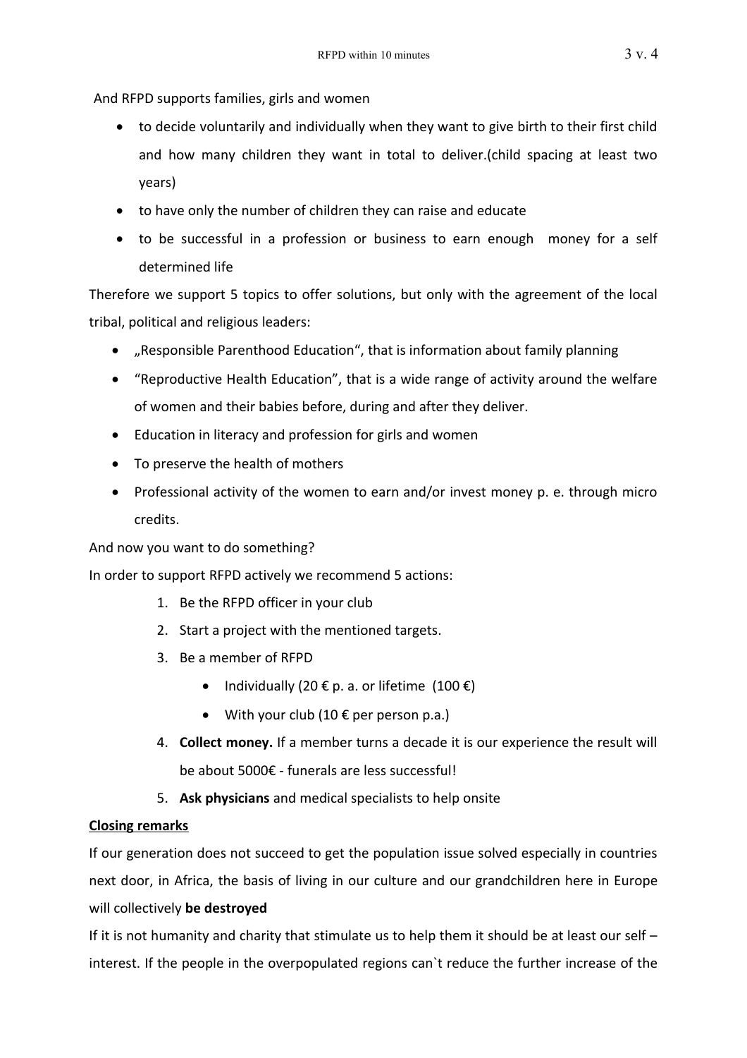And RFPD supports families, girls and women

- to decide voluntarily and individually when they want to give birth to their first child and how many children they want in total to deliver.(child spacing at least two years)
- to have only the number of children they can raise and educate
- to be successful in a profession or business to earn enough money for a self determined life

Therefore we support 5 topics to offer solutions, but only with the agreement of the local tribal, political and religious leaders:

- „Responsible Parenthood Education“, that is information about family planning
- “Reproductive Health Education”, that is a wide range of activity around the welfare of women and their babies before, during and after they deliver.
- Education in literacy and profession for girls and women
- To preserve the health of mothers
- Professional activity of the women to earn and/or invest money p. e. through micro credits.

And now you want to do something?

In order to support RFPD actively we recommend 5 actions:

1. Be the RFPD officer in your club
2. Start a project with the mentioned targets.
3. Be a member of RFPD
   - Individually (20 € p. a. or lifetime (100 €)
   - With your club (10 € per person p.a.)
4. **Collect money.** If a member turns a decade it is our experience the result will be about 5000€ - funerals are less successful!
5. **Ask physicians** and medical specialists to help onsite

**Closing remarks**

If our generation does not succeed to get the population issue solved especially in countries next door, in Africa, the basis of living in our culture and our grandchildren here in Europe will collectively **be destroyed**

If it is not humanity and charity that stimulate us to help them it should be at least our self – interest. If the people in the overpopulated regions can`t reduce the further increase of the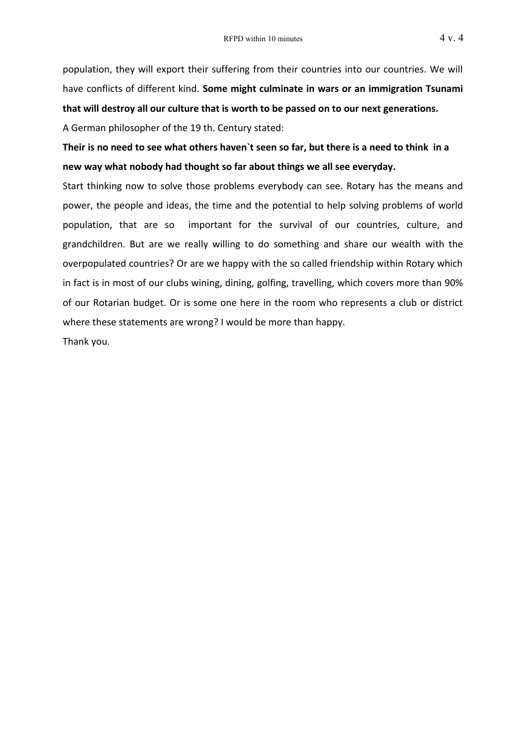population, they will export their suffering from their countries into our countries. We will have conflicts of different kind. **Some might culminate in wars or an immigration Tsunami that will destroy all our culture that is worth to be passed on to our next generations.**

A German philosopher of the 19 th. Century stated:

**Their is no need to see what others haven`t seen so far, but there is a need to think in a new way what nobody had thought so far about things we all see everyday.**

Start thinking now to solve those problems everybody can see. Rotary has the means and power, the people and ideas, the time and the potential to help solving problems of world population, that are so important for the survival of our countries, culture, and grandchildren. But are we really willing to do something and share our wealth with the overpopulated countries? Or are we happy with the so called friendship within Rotary which in fact is in most of our clubs wining, dining, golfing, travelling, which covers more than 90% of our Rotarian budget. Or is some one here in the room who represents a club or district where these statements are wrong? I would be more than happy.

Thank you.